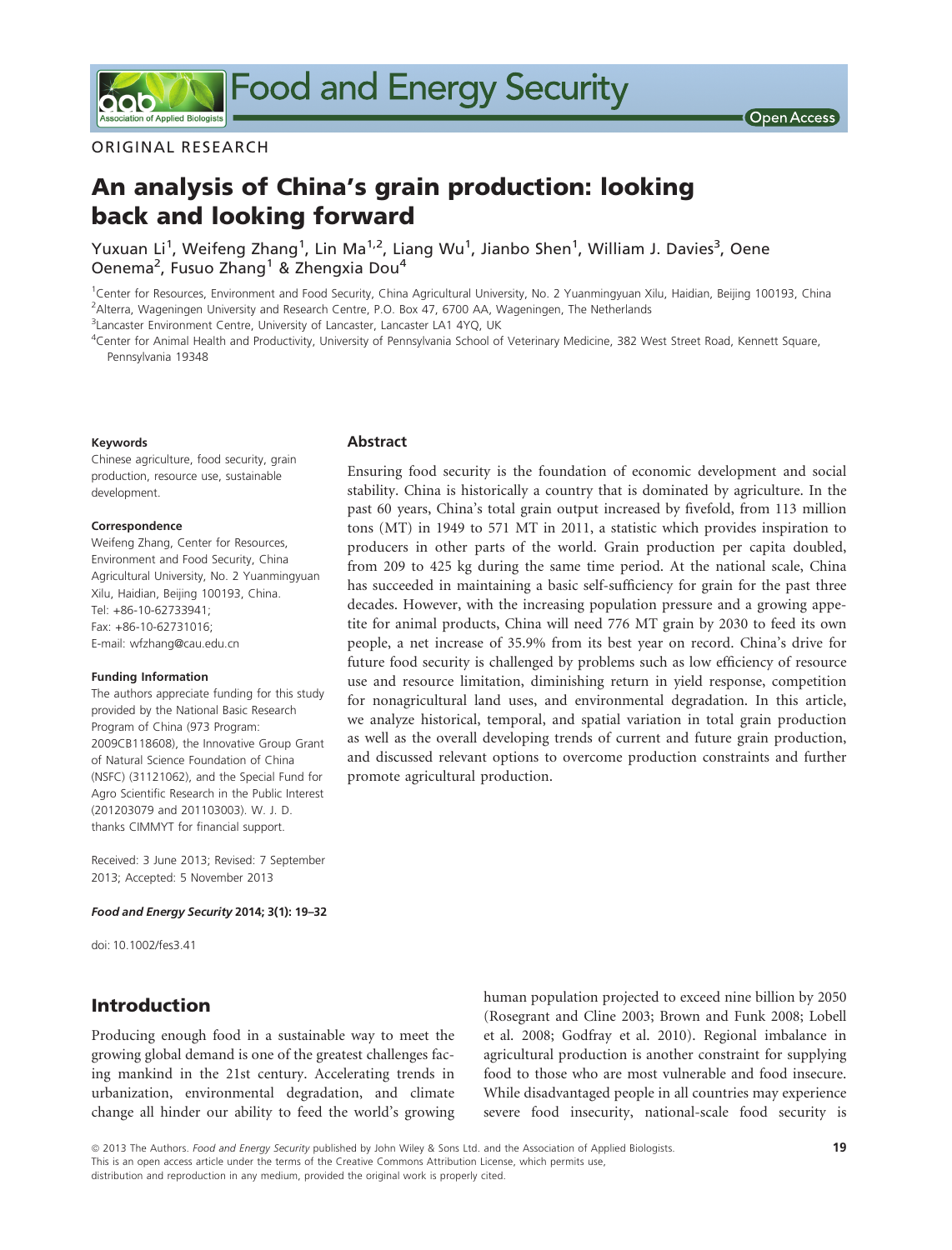ORIGINAL RESEARCH

# An analysis of China's grain production: looking back and looking forward

Yuxuan Li[1], Weifeng Zhang[1], Lin Ma[1,2], Liang Wu[1], Jianbo Shen[1], William J. Davies[3], Oene Oenema[2], Fusuo Zhang[1] & Zhengxia Dou[4]

[1]Center for Resources, Environment and Food Security, China Agricultural University, No. 2 Yuanmingyuan Xilu, Haidian, Beijing 100193, China
[2]Alterra, Wageningen University and Research Centre, P.O. Box 47, 6700 AA, Wageningen, The Netherlands
[3]Lancaster Environment Centre, University of Lancaster, Lancaster LA1 4YQ, UK
[4]Center for Animal Health and Productivity, University of Pennsylvania School of Veterinary Medicine, 382 West Street Road, Kennett Square, Pennsylvania 19348

**Keywords**
Chinese agriculture, food security, grain production, resource use, sustainable development.

**Correspondence**
Weifeng Zhang, Center for Resources, Environment and Food Security, China Agricultural University, No. 2 Yuanmingyuan Xilu, Haidian, Beijing 100193, China.
Tel: +86-10-62733941;
Fax: +86-10-62731016;
E-mail: wfzhang@cau.edu.cn

**Funding Information**
The authors appreciate funding for this study provided by the National Basic Research Program of China (973 Program: 2009CB118608), the Innovative Group Grant of Natural Science Foundation of China (NSFC) (31121062), and the Special Fund for Agro Scientific Research in the Public Interest (201203079 and 201103003). W. J. D. thanks CIMMYT for financial support.

Received: 3 June 2013; Revised: 7 September 2013; Accepted: 5 November 2013

***Food and Energy Security* 2014; 3(1): 19–32**

doi: 10.1002/fes3.41

## Abstract

Ensuring food security is the foundation of economic development and social stability. China is historically a country that is dominated by agriculture. In the past 60 years, China's total grain output increased by fivefold, from 113 million tons (MT) in 1949 to 571 MT in 2011, a statistic which provides inspiration to producers in other parts of the world. Grain production per capita doubled, from 209 to 425 kg during the same time period. At the national scale, China has succeeded in maintaining a basic self-sufficiency for grain for the past three decades. However, with the increasing population pressure and a growing appetite for animal products, China will need 776 MT grain by 2030 to feed its own people, a net increase of 35.9% from its best year on record. China's drive for future food security is challenged by problems such as low efficiency of resource use and resource limitation, diminishing return in yield response, competition for nonagricultural land uses, and environmental degradation. In this article, we analyze historical, temporal, and spatial variation in total grain production as well as the overall developing trends of current and future grain production, and discussed relevant options to overcome production constraints and further promote agricultural production.

## Introduction

Producing enough food in a sustainable way to meet the growing global demand is one of the greatest challenges facing mankind in the 21st century. Accelerating trends in urbanization, environmental degradation, and climate change all hinder our ability to feed the world's growing human population projected to exceed nine billion by 2050 (Rosegrant and Cline 2003; Brown and Funk 2008; Lobell et al. 2008; Godfray et al. 2010). Regional imbalance in agricultural production is another constraint for supplying food to those who are most vulnerable and food insecure. While disadvantaged people in all countries may experience severe food insecurity, national-scale food security is

© 2013 The Authors. *Food and Energy Security* published by John Wiley & Sons Ltd. and the Association of Applied Biologists.
This is an open access article under the terms of the Creative Commons Attribution License, which permits use, distribution and reproduction in any medium, provided the original work is properly cited.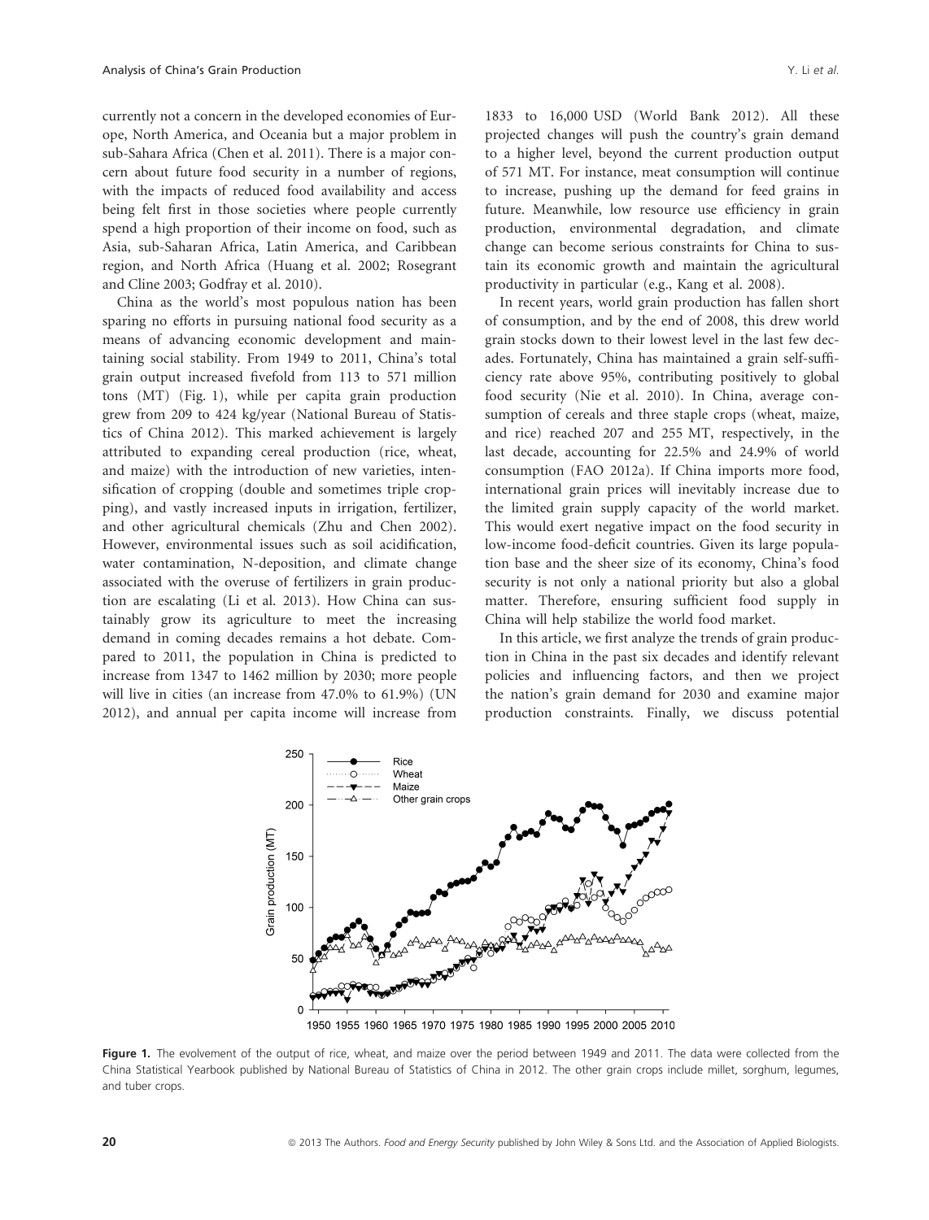currently not a concern in the developed economies of Europe, North America, and Oceania but a major problem in sub-Sahara Africa (Chen et al. 2011). There is a major concern about future food security in a number of regions, with the impacts of reduced food availability and access being felt first in those societies where people currently spend a high proportion of their income on food, such as Asia, sub-Saharan Africa, Latin America, and Caribbean region, and North Africa (Huang et al. 2002; Rosegrant and Cline 2003; Godfray et al. 2010).

China as the world's most populous nation has been sparing no efforts in pursuing national food security as a means of advancing economic development and maintaining social stability. From 1949 to 2011, China's total grain output increased fivefold from 113 to 571 million tons (MT) (Fig. 1), while per capita grain production grew from 209 to 424 kg/year (National Bureau of Statistics of China 2012). This marked achievement is largely attributed to expanding cereal production (rice, wheat, and maize) with the introduction of new varieties, intensification of cropping (double and sometimes triple cropping), and vastly increased inputs in irrigation, fertilizer, and other agricultural chemicals (Zhu and Chen 2002). However, environmental issues such as soil acidification, water contamination, N-deposition, and climate change associated with the overuse of fertilizers in grain production are escalating (Li et al. 2013). How China can sustainably grow its agriculture to meet the increasing demand in coming decades remains a hot debate. Compared to 2011, the population in China is predicted to increase from 1347 to 1462 million by 2030; more people will live in cities (an increase from 47.0% to 61.9%) (UN 2012), and annual per capita income will increase from 1833 to 16,000 USD (World Bank 2012). All these projected changes will push the country's grain demand to a higher level, beyond the current production output of 571 MT. For instance, meat consumption will continue to increase, pushing up the demand for feed grains in future. Meanwhile, low resource use efficiency in grain production, environmental degradation, and climate change can become serious constraints for China to sustain its economic growth and maintain the agricultural productivity in particular (e.g., Kang et al. 2008).

In recent years, world grain production has fallen short of consumption, and by the end of 2008, this drew world grain stocks down to their lowest level in the last few decades. Fortunately, China has maintained a grain self-sufficiency rate above 95%, contributing positively to global food security (Nie et al. 2010). In China, average consumption of cereals and three staple crops (wheat, maize, and rice) reached 207 and 255 MT, respectively, in the last decade, accounting for 22.5% and 24.9% of world consumption (FAO 2012a). If China imports more food, international grain prices will inevitably increase due to the limited grain supply capacity of the world market. This would exert negative impact on the food security in low-income food-deficit countries. Given its large population base and the sheer size of its economy, China's food security is not only a national priority but also a global matter. Therefore, ensuring sufficient food supply in China will help stabilize the world food market.

In this article, we first analyze the trends of grain production in China in the past six decades and identify relevant policies and influencing factors, and then we project the nation's grain demand for 2030 and examine major production constraints. Finally, we discuss potential

**Figure 1.** The evolvement of the output of rice, wheat, and maize over the period between 1949 and 2011. The data were collected from the China Statistical Yearbook published by National Bureau of Statistics of China in 2012. The other grain crops include millet, sorghum, legumes, and tuber crops.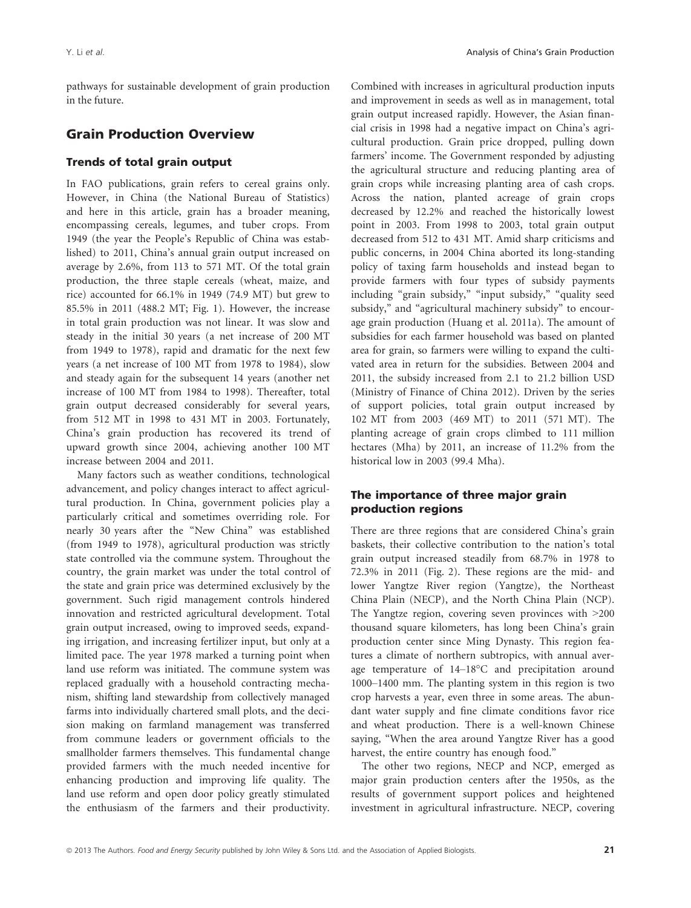pathways for sustainable development of grain production in the future.

## Grain Production Overview

### Trends of total grain output

In FAO publications, grain refers to cereal grains only. However, in China (the National Bureau of Statistics) and here in this article, grain has a broader meaning, encompassing cereals, legumes, and tuber crops. From 1949 (the year the People's Republic of China was established) to 2011, China's annual grain output increased on average by 2.6%, from 113 to 571 MT. Of the total grain production, the three staple cereals (wheat, maize, and rice) accounted for 66.1% in 1949 (74.9 MT) but grew to 85.5% in 2011 (488.2 MT; Fig. 1). However, the increase in total grain production was not linear. It was slow and steady in the initial 30 years (a net increase of 200 MT from 1949 to 1978), rapid and dramatic for the next few years (a net increase of 100 MT from 1978 to 1984), slow and steady again for the subsequent 14 years (another net increase of 100 MT from 1984 to 1998). Thereafter, total grain output decreased considerably for several years, from 512 MT in 1998 to 431 MT in 2003. Fortunately, China's grain production has recovered its trend of upward growth since 2004, achieving another 100 MT increase between 2004 and 2011.

Many factors such as weather conditions, technological advancement, and policy changes interact to affect agricultural production. In China, government policies play a particularly critical and sometimes overriding role. For nearly 30 years after the "New China" was established (from 1949 to 1978), agricultural production was strictly state controlled via the commune system. Throughout the country, the grain market was under the total control of the state and grain price was determined exclusively by the government. Such rigid management controls hindered innovation and restricted agricultural development. Total grain output increased, owing to improved seeds, expanding irrigation, and increasing fertilizer input, but only at a limited pace. The year 1978 marked a turning point when land use reform was initiated. The commune system was replaced gradually with a household contracting mechanism, shifting land stewardship from collectively managed farms into individually chartered small plots, and the decision making on farmland management was transferred from commune leaders or government officials to the smallholder farmers themselves. This fundamental change provided farmers with the much needed incentive for enhancing production and improving life quality. The land use reform and open door policy greatly stimulated the enthusiasm of the farmers and their productivity. Combined with increases in agricultural production inputs and improvement in seeds as well as in management, total grain output increased rapidly. However, the Asian financial crisis in 1998 had a negative impact on China's agricultural production. Grain price dropped, pulling down farmers' income. The Government responded by adjusting the agricultural structure and reducing planting area of grain crops while increasing planting area of cash crops. Across the nation, planted acreage of grain crops decreased by 12.2% and reached the historically lowest point in 2003. From 1998 to 2003, total grain output decreased from 512 to 431 MT. Amid sharp criticisms and public concerns, in 2004 China aborted its long-standing policy of taxing farm households and instead began to provide farmers with four types of subsidy payments including "grain subsidy," "input subsidy," "quality seed subsidy," and "agricultural machinery subsidy" to encourage grain production (Huang et al. 2011a). The amount of subsidies for each farmer household was based on planted area for grain, so farmers were willing to expand the cultivated area in return for the subsidies. Between 2004 and 2011, the subsidy increased from 2.1 to 21.2 billion USD (Ministry of Finance of China 2012). Driven by the series of support policies, total grain output increased by 102 MT from 2003 (469 MT) to 2011 (571 MT). The planting acreage of grain crops climbed to 111 million hectares (Mha) by 2011, an increase of 11.2% from the historical low in 2003 (99.4 Mha).

### The importance of three major grain production regions

There are three regions that are considered China's grain baskets, their collective contribution to the nation's total grain output increased steadily from 68.7% in 1978 to 72.3% in 2011 (Fig. 2). These regions are the mid- and lower Yangtze River region (Yangtze), the Northeast China Plain (NECP), and the North China Plain (NCP). The Yangtze region, covering seven provinces with >200 thousand square kilometers, has long been China's grain production center since Ming Dynasty. This region features a climate of northern subtropics, with annual average temperature of 14–18°C and precipitation around 1000–1400 mm. The planting system in this region is two crop harvests a year, even three in some areas. The abundant water supply and fine climate conditions favor rice and wheat production. There is a well-known Chinese saying, "When the area around Yangtze River has a good harvest, the entire country has enough food."

The other two regions, NECP and NCP, emerged as major grain production centers after the 1950s, as the results of government support polices and heightened investment in agricultural infrastructure. NECP, covering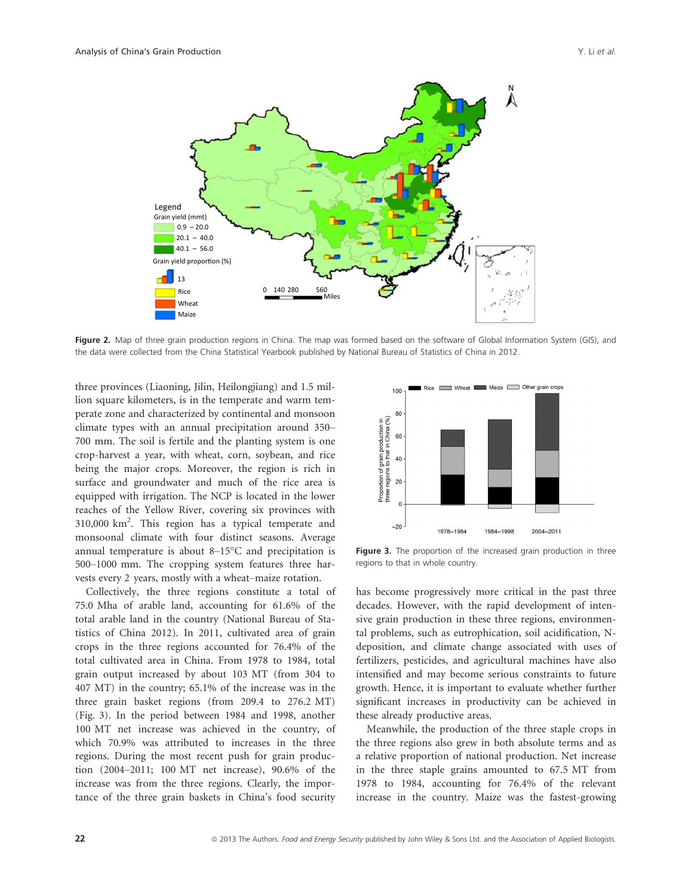Figure 2. Map of three grain production regions in China. The map was formed based on the software of Global Information System (GIS), and the data were collected from the China Statistical Yearbook published by National Bureau of Statistics of China in 2012.

three provinces (Liaoning, Jilin, Heilongjiang) and 1.5 million square kilometers, is in the temperate and warm temperate zone and characterized by continental and monsoon climate types with an annual precipitation around 350–700 mm. The soil is fertile and the planting system is one crop-harvest a year, with wheat, corn, soybean, and rice being the major crops. Moreover, the region is rich in surface and groundwater and much of the rice area is equipped with irrigation. The NCP is located in the lower reaches of the Yellow River, covering six provinces with 310,000 km$^2$. This region has a typical temperate and monsoonal climate with four distinct seasons. Average annual temperature is about 8–15°C and precipitation is 500–1000 mm. The cropping system features three harvests every 2 years, mostly with a wheat–maize rotation.

Collectively, the three regions constitute a total of 75.0 Mha of arable land, accounting for 61.6% of the total arable land in the country (National Bureau of Statistics of China 2012). In 2011, cultivated area of grain crops in the three regions accounted for 76.4% of the total cultivated area in China. From 1978 to 1984, total grain output increased by about 103 MT (from 304 to 407 MT) in the country; 65.1% of the increase was in the three grain basket regions (from 209.4 to 276.2 MT) (Fig. 3). In the period between 1984 and 1998, another 100 MT net increase was achieved in the country, of which 70.9% was attributed to increases in the three regions. During the most recent push for grain production (2004–2011; 100 MT net increase), 90.6% of the increase was from the three regions. Clearly, the importance of the three grain baskets in China's food security has become progressively more critical in the past three decades. However, with the rapid development of intensive grain production in these three regions, environmental problems, such as eutrophication, soil acidification, N-deposition, and climate change associated with uses of fertilizers, pesticides, and agricultural machines have also intensified and may become serious constraints to future growth. Hence, it is important to evaluate whether further significant increases in productivity can be achieved in these already productive areas.

Figure 3. The proportion of the increased grain production in three regions to that in whole country.

Meanwhile, the production of the three staple crops in the three regions also grew in both absolute terms and as a relative proportion of national production. Net increase in the three staple grains amounted to 67.5 MT from 1978 to 1984, accounting for 76.4% of the relevant increase in the country. Maize was the fastest-growing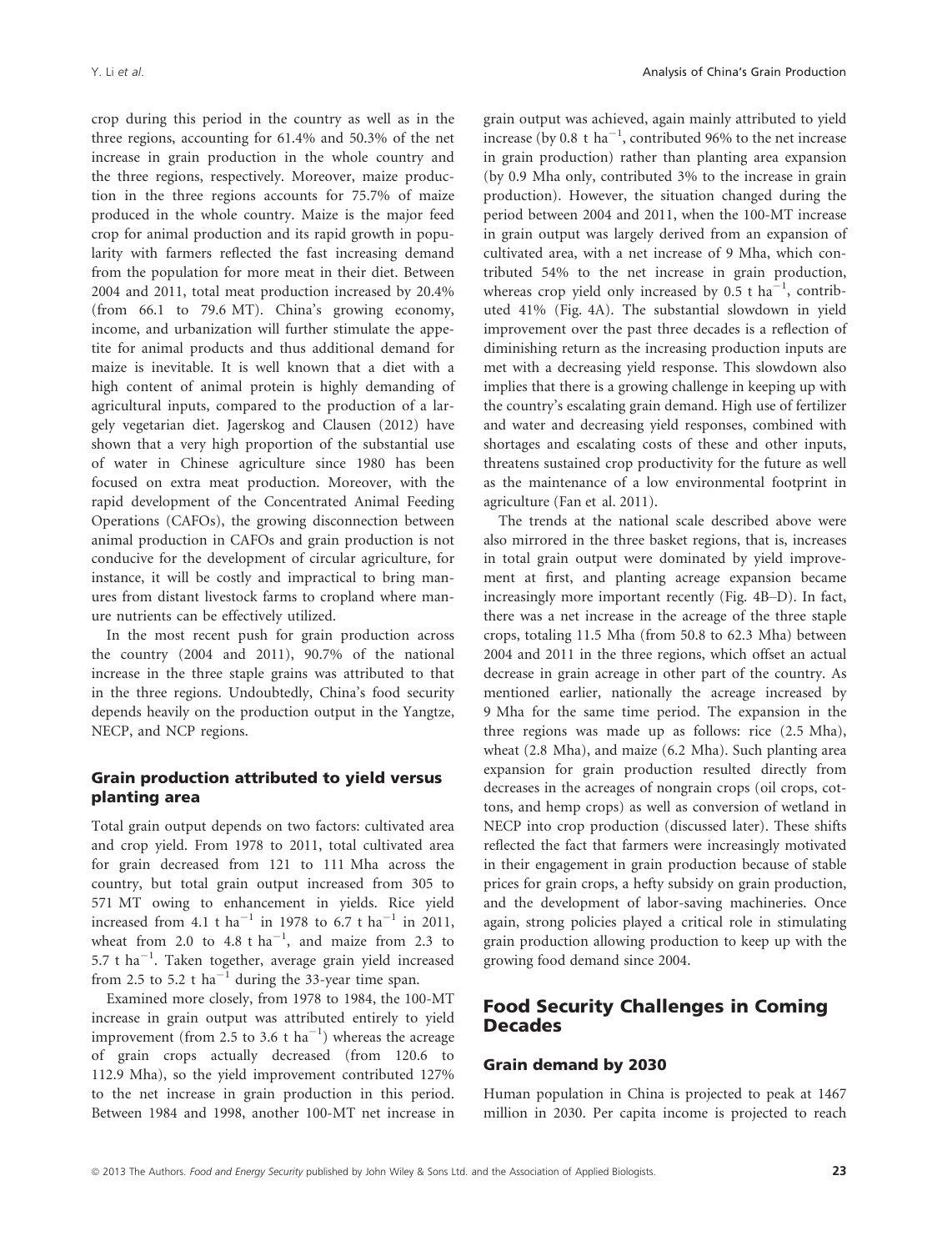crop during this period in the country as well as in the three regions, accounting for 61.4% and 50.3% of the net increase in grain production in the whole country and the three regions, respectively. Moreover, maize production in the three regions accounts for 75.7% of maize produced in the whole country. Maize is the major feed crop for animal production and its rapid growth in popularity with farmers reflected the fast increasing demand from the population for more meat in their diet. Between 2004 and 2011, total meat production increased by 20.4% (from 66.1 to 79.6 MT). China's growing economy, income, and urbanization will further stimulate the appetite for animal products and thus additional demand for maize is inevitable. It is well known that a diet with a high content of animal protein is highly demanding of agricultural inputs, compared to the production of a largely vegetarian diet. Jagerskog and Clausen (2012) have shown that a very high proportion of the substantial use of water in Chinese agriculture since 1980 has been focused on extra meat production. Moreover, with the rapid development of the Concentrated Animal Feeding Operations (CAFOs), the growing disconnection between animal production in CAFOs and grain production is not conducive for the development of circular agriculture, for instance, it will be costly and impractical to bring manures from distant livestock farms to cropland where manure nutrients can be effectively utilized.

In the most recent push for grain production across the country (2004 and 2011), 90.7% of the national increase in the three staple grains was attributed to that in the three regions. Undoubtedly, China's food security depends heavily on the production output in the Yangtze, NECP, and NCP regions.

### Grain production attributed to yield versus planting area

Total grain output depends on two factors: cultivated area and crop yield. From 1978 to 2011, total cultivated area for grain decreased from 121 to 111 Mha across the country, but total grain output increased from 305 to 571 MT owing to enhancement in yields. Rice yield increased from 4.1 t ha$^{-1}$ in 1978 to 6.7 t ha$^{-1}$ in 2011, wheat from 2.0 to 4.8 t ha$^{-1}$, and maize from 2.3 to 5.7 t ha$^{-1}$. Taken together, average grain yield increased from 2.5 to 5.2 t ha$^{-1}$ during the 33-year time span.

Examined more closely, from 1978 to 1984, the 100-MT increase in grain output was attributed entirely to yield improvement (from 2.5 to 3.6 t ha$^{-1}$) whereas the acreage of grain crops actually decreased (from 120.6 to 112.9 Mha), so the yield improvement contributed 127% to the net increase in grain production in this period. Between 1984 and 1998, another 100-MT net increase in grain output was achieved, again mainly attributed to yield increase (by 0.8 t ha$^{-1}$, contributed 96% to the net increase in grain production) rather than planting area expansion (by 0.9 Mha only, contributed 3% to the increase in grain production). However, the situation changed during the period between 2004 and 2011, when the 100-MT increase in grain output was largely derived from an expansion of cultivated area, with a net increase of 9 Mha, which contributed 54% to the net increase in grain production, whereas crop yield only increased by 0.5 t ha$^{-1}$, contributed 41% (Fig. 4A). The substantial slowdown in yield improvement over the past three decades is a reflection of diminishing return as the increasing production inputs are met with a decreasing yield response. This slowdown also implies that there is a growing challenge in keeping up with the country's escalating grain demand. High use of fertilizer and water and decreasing yield responses, combined with shortages and escalating costs of these and other inputs, threatens sustained crop productivity for the future as well as the maintenance of a low environmental footprint in agriculture (Fan et al. 2011).

The trends at the national scale described above were also mirrored in the three basket regions, that is, increases in total grain output were dominated by yield improvement at first, and planting acreage expansion became increasingly more important recently (Fig. 4B–D). In fact, there was a net increase in the acreage of the three staple crops, totaling 11.5 Mha (from 50.8 to 62.3 Mha) between 2004 and 2011 in the three regions, which offset an actual decrease in grain acreage in other part of the country. As mentioned earlier, nationally the acreage increased by 9 Mha for the same time period. The expansion in the three regions was made up as follows: rice (2.5 Mha), wheat (2.8 Mha), and maize (6.2 Mha). Such planting area expansion for grain production resulted directly from decreases in the acreages of nongrain crops (oil crops, cottons, and hemp crops) as well as conversion of wetland in NECP into crop production (discussed later). These shifts reflected the fact that farmers were increasingly motivated in their engagement in grain production because of stable prices for grain crops, a hefty subsidy on grain production, and the development of labor-saving machineries. Once again, strong policies played a critical role in stimulating grain production allowing production to keep up with the growing food demand since 2004.

## Food Security Challenges in Coming Decades

### Grain demand by 2030

Human population in China is projected to peak at 1467 million in 2030. Per capita income is projected to reach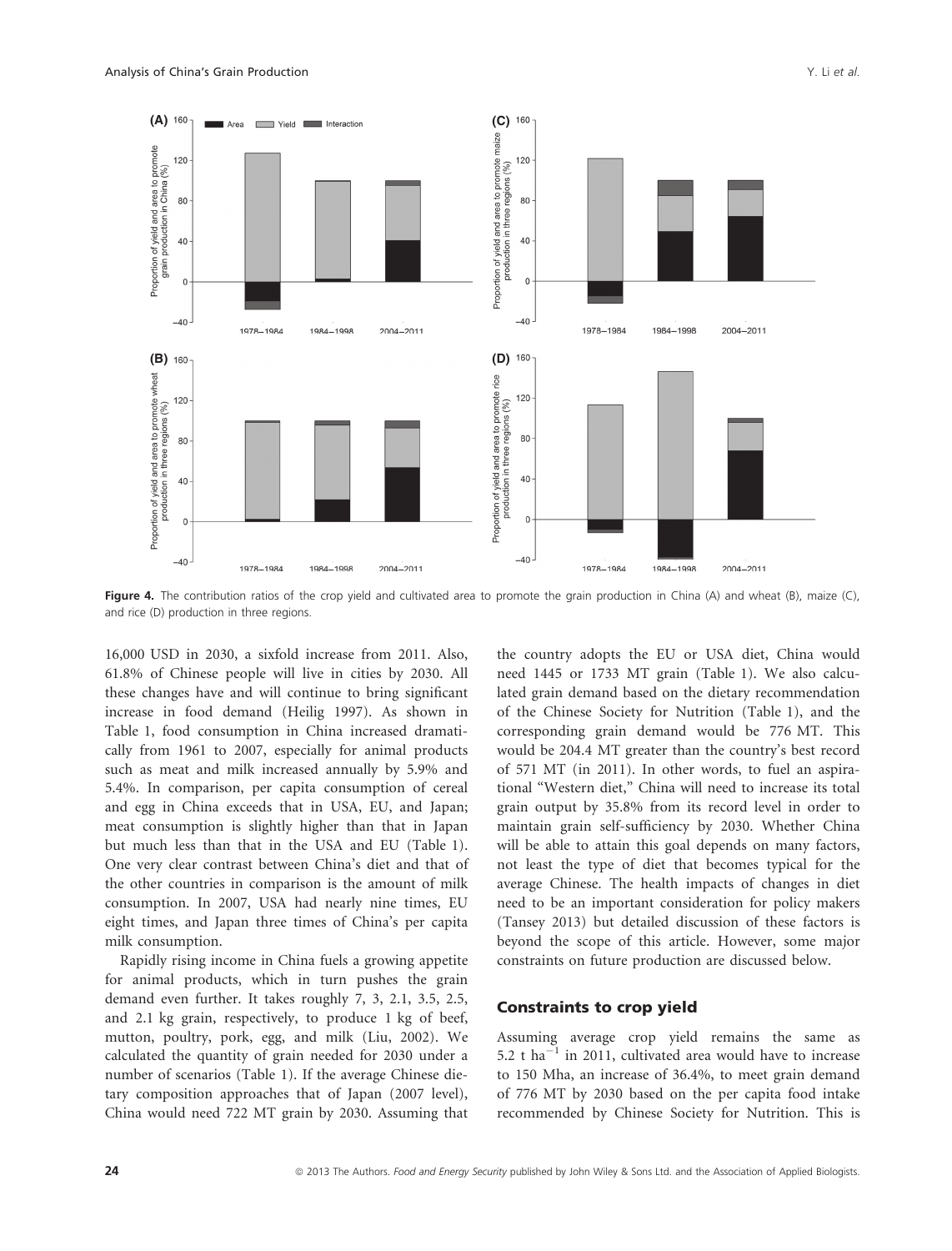Figure 4. The contribution ratios of the crop yield and cultivated area to promote the grain production in China (A) and wheat (B), maize (C), and rice (D) production in three regions.

16,000 USD in 2030, a sixfold increase from 2011. Also, 61.8% of Chinese people will live in cities by 2030. All these changes have and will continue to bring significant increase in food demand (Heilig 1997). As shown in Table 1, food consumption in China increased dramatically from 1961 to 2007, especially for animal products such as meat and milk increased annually by 5.9% and 5.4%. In comparison, per capita consumption of cereal and egg in China exceeds that in USA, EU, and Japan; meat consumption is slightly higher than that in Japan but much less than that in the USA and EU (Table 1). One very clear contrast between China's diet and that of the other countries in comparison is the amount of milk consumption. In 2007, USA had nearly nine times, EU eight times, and Japan three times of China's per capita milk consumption.

Rapidly rising income in China fuels a growing appetite for animal products, which in turn pushes the grain demand even further. It takes roughly 7, 3, 2.1, 3.5, 2.5, and 2.1 kg grain, respectively, to produce 1 kg of beef, mutton, poultry, pork, egg, and milk (Liu, 2002). We calculated the quantity of grain needed for 2030 under a number of scenarios (Table 1). If the average Chinese dietary composition approaches that of Japan (2007 level), China would need 722 MT grain by 2030. Assuming that the country adopts the EU or USA diet, China would need 1445 or 1733 MT grain (Table 1). We also calculated grain demand based on the dietary recommendation of the Chinese Society for Nutrition (Table 1), and the corresponding grain demand would be 776 MT. This would be 204.4 MT greater than the country's best record of 571 MT (in 2011). In other words, to fuel an aspirational "Western diet," China will need to increase its total grain output by 35.8% from its record level in order to maintain grain self-sufficiency by 2030. Whether China will be able to attain this goal depends on many factors, not least the type of diet that becomes typical for the average Chinese. The health impacts of changes in diet need to be an important consideration for policy makers (Tansey 2013) but detailed discussion of these factors is beyond the scope of this article. However, some major constraints on future production are discussed below.

## Constraints to crop yield

Assuming average crop yield remains the same as 5.2 t $ha^{-1}$ in 2011, cultivated area would have to increase to 150 Mha, an increase of 36.4%, to meet grain demand of 776 MT by 2030 based on the per capita food intake recommended by Chinese Society for Nutrition. This is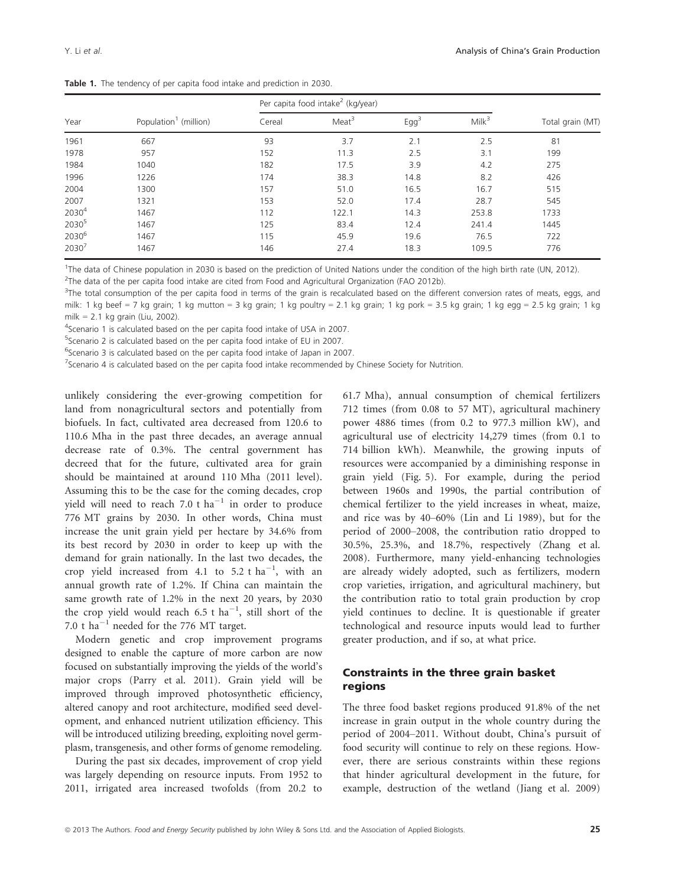**Table 1.** The tendency of per capita food intake and prediction in 2030.

| Year | Population[1] (million) | Per capita food intake[2] (kg/year) | | | | Total grain (MT) |
|---|---|---|---|---|---|---|
| | | Cereal | Meat[3] | Egg[3] | Milk[3] | |
| 1961 | 667 | 93 | 3.7 | 2.1 | 2.5 | 81 |
| 1978 | 957 | 152 | 11.3 | 2.5 | 3.1 | 199 |
| 1984 | 1040 | 182 | 17.5 | 3.9 | 4.2 | 275 |
| 1996 | 1226 | 174 | 38.3 | 14.8 | 8.2 | 426 |
| 2004 | 1300 | 157 | 51.0 | 16.5 | 16.7 | 515 |
| 2007 | 1321 | 153 | 52.0 | 17.4 | 28.7 | 545 |
| 2030[4] | 1467 | 112 | 122.1 | 14.3 | 253.8 | 1733 |
| 2030[5] | 1467 | 125 | 83.4 | 12.4 | 241.4 | 1445 |
| 2030[6] | 1467 | 115 | 45.9 | 19.6 | 76.5 | 722 |
| 2030[7] | 1467 | 146 | 27.4 | 18.3 | 109.5 | 776 |

[1]The data of Chinese population in 2030 is based on the prediction of United Nations under the condition of the high birth rate (UN, 2012).

[2]The data of the per capita food intake are cited from Food and Agricultural Organization (FAO 2012b).

[3]The total consumption of the per capita food in terms of the grain is recalculated based on the different conversion rates of meats, eggs, and milk: 1 kg beef = 7 kg grain; 1 kg mutton = 3 kg grain; 1 kg poultry = 2.1 kg grain; 1 kg pork = 3.5 kg grain; 1 kg egg = 2.5 kg grain; 1 kg milk = 2.1 kg grain (Liu, 2002).

[4]Scenario 1 is calculated based on the per capita food intake of USA in 2007.

[5]Scenario 2 is calculated based on the per capita food intake of EU in 2007.

[6]Scenario 3 is calculated based on the per capita food intake of Japan in 2007.

[7]Scenario 4 is calculated based on the per capita food intake recommended by Chinese Society for Nutrition.

unlikely considering the ever-growing competition for land from nonagricultural sectors and potentially from biofuels. In fact, cultivated area decreased from 120.6 to 110.6 Mha in the past three decades, an average annual decrease rate of 0.3%. The central government has decreed that for the future, cultivated area for grain should be maintained at around 110 Mha (2011 level). Assuming this to be the case for the coming decades, crop yield will need to reach 7.0 t ha$^{-1}$ in order to produce 776 MT grains by 2030. In other words, China must increase the unit grain yield per hectare by 34.6% from its best record by 2030 in order to keep up with the demand for grain nationally. In the last two decades, the crop yield increased from 4.1 to 5.2 t ha$^{-1}$, with an annual growth rate of 1.2%. If China can maintain the same growth rate of 1.2% in the next 20 years, by 2030 the crop yield would reach 6.5 t ha$^{-1}$, still short of the 7.0 t ha$^{-1}$ needed for the 776 MT target.

Modern genetic and crop improvement programs designed to enable the capture of more carbon are now focused on substantially improving the yields of the world's major crops (Parry et al. 2011). Grain yield will be improved through improved photosynthetic efficiency, altered canopy and root architecture, modified seed development, and enhanced nutrient utilization efficiency. This will be introduced utilizing breeding, exploiting novel germplasm, transgenesis, and other forms of genome remodeling.

During the past six decades, improvement of crop yield was largely depending on resource inputs. From 1952 to 2011, irrigated area increased twofolds (from 20.2 to 61.7 Mha), annual consumption of chemical fertilizers 712 times (from 0.08 to 57 MT), agricultural machinery power 4886 times (from 0.2 to 977.3 million kW), and agricultural use of electricity 14,279 times (from 0.1 to 714 billion kWh). Meanwhile, the growing inputs of resources were accompanied by a diminishing response in grain yield (Fig. 5). For example, during the period between 1960s and 1990s, the partial contribution of chemical fertilizer to the yield increases in wheat, maize, and rice was by 40–60% (Lin and Li 1989), but for the period of 2000–2008, the contribution ratio dropped to 30.5%, 25.3%, and 18.7%, respectively (Zhang et al. 2008). Furthermore, many yield-enhancing technologies are already widely adopted, such as fertilizers, modern crop varieties, irrigation, and agricultural machinery, but the contribution ratio to total grain production by crop yield continues to decline. It is questionable if greater technological and resource inputs would lead to further greater production, and if so, at what price.

## Constraints in the three grain basket regions

The three food basket regions produced 91.8% of the net increase in grain output in the whole country during the period of 2004–2011. Without doubt, China's pursuit of food security will continue to rely on these regions. However, there are serious constraints within these regions that hinder agricultural development in the future, for example, destruction of the wetland (Jiang et al. 2009)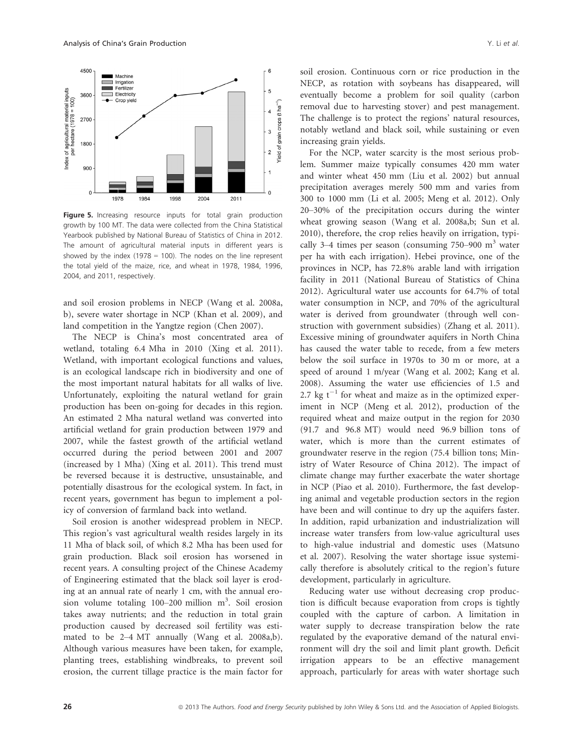**Figure 5.** Increasing resource inputs for total grain production growth by 100 MT. The data were collected from the China Statistical Yearbook published by National Bureau of Statistics of China in 2012. The amount of agricultural material inputs in different years is showed by the index (1978 = 100). The nodes on the line represent the total yield of the maize, rice, and wheat in 1978, 1984, 1996, 2004, and 2011, respectively.

and soil erosion problems in NECP (Wang et al. 2008a, b), severe water shortage in NCP (Khan et al. 2009), and land competition in the Yangtze region (Chen 2007).

The NECP is China's most concentrated area of wetland, totaling 6.4 Mha in 2010 (Xing et al. 2011). Wetland, with important ecological functions and values, is an ecological landscape rich in biodiversity and one of the most important natural habitats for all walks of live. Unfortunately, exploiting the natural wetland for grain production has been on-going for decades in this region. An estimated 2 Mha natural wetland was converted into artificial wetland for grain production between 1979 and 2007, while the fastest growth of the artificial wetland occurred during the period between 2001 and 2007 (increased by 1 Mha) (Xing et al. 2011). This trend must be reversed because it is destructive, unsustainable, and potentially disastrous for the ecological system. In fact, in recent years, government has begun to implement a policy of conversion of farmland back into wetland.

Soil erosion is another widespread problem in NECP. This region's vast agricultural wealth resides largely in its 11 Mha of black soil, of which 8.2 Mha has been used for grain production. Black soil erosion has worsened in recent years. A consulting project of the Chinese Academy of Engineering estimated that the black soil layer is eroding at an annual rate of nearly 1 cm, with the annual erosion volume totaling 100–200 million $m^3$. Soil erosion takes away nutrients; and the reduction in total grain production caused by decreased soil fertility was estimated to be 2–4 MT annually (Wang et al. 2008a,b). Although various measures have been taken, for example, planting trees, establishing windbreaks, to prevent soil erosion, the current tillage practice is the main factor for soil erosion. Continuous corn or rice production in the NECP, as rotation with soybeans has disappeared, will eventually become a problem for soil quality (carbon removal due to harvesting stover) and pest management. The challenge is to protect the regions' natural resources, notably wetland and black soil, while sustaining or even increasing grain yields.

For the NCP, water scarcity is the most serious problem. Summer maize typically consumes 420 mm water and winter wheat 450 mm (Liu et al. 2002) but annual precipitation averages merely 500 mm and varies from 300 to 1000 mm (Li et al. 2005; Meng et al. 2012). Only 20–30% of the precipitation occurs during the winter wheat growing season (Wang et al. 2008a,b; Sun et al. 2010), therefore, the crop relies heavily on irrigation, typically 3–4 times per season (consuming 750–900 $m^3$ water per ha with each irrigation). Hebei province, one of the provinces in NCP, has 72.8% arable land with irrigation facility in 2011 (National Bureau of Statistics of China 2012). Agricultural water use accounts for 64.7% of total water consumption in NCP, and 70% of the agricultural water is derived from groundwater (through well construction with government subsidies) (Zhang et al. 2011). Excessive mining of groundwater aquifers in North China has caused the water table to recede, from a few meters below the soil surface in 1970s to 30 m or more, at a speed of around 1 m/year (Wang et al. 2002; Kang et al. 2008). Assuming the water use efficiencies of 1.5 and 2.7 kg $t^{-1}$ for wheat and maize as in the optimized experiment in NCP (Meng et al. 2012), production of the required wheat and maize output in the region for 2030 (91.7 and 96.8 MT) would need 96.9 billion tons of water, which is more than the current estimates of groundwater reserve in the region (75.4 billion tons; Ministry of Water Resource of China 2012). The impact of climate change may further exacerbate the water shortage in NCP (Piao et al. 2010). Furthermore, the fast developing animal and vegetable production sectors in the region have been and will continue to dry up the aquifers faster. In addition, rapid urbanization and industrialization will increase water transfers from low-value agricultural uses to high-value industrial and domestic uses (Matsuno et al. 2007). Resolving the water shortage issue systemically therefore is absolutely critical to the region's future development, particularly in agriculture.

Reducing water use without decreasing crop production is difficult because evaporation from crops is tightly coupled with the capture of carbon. A limitation in water supply to decrease transpiration below the rate regulated by the evaporative demand of the natural environment will dry the soil and limit plant growth. Deficit irrigation appears to be an effective management approach, particularly for areas with water shortage such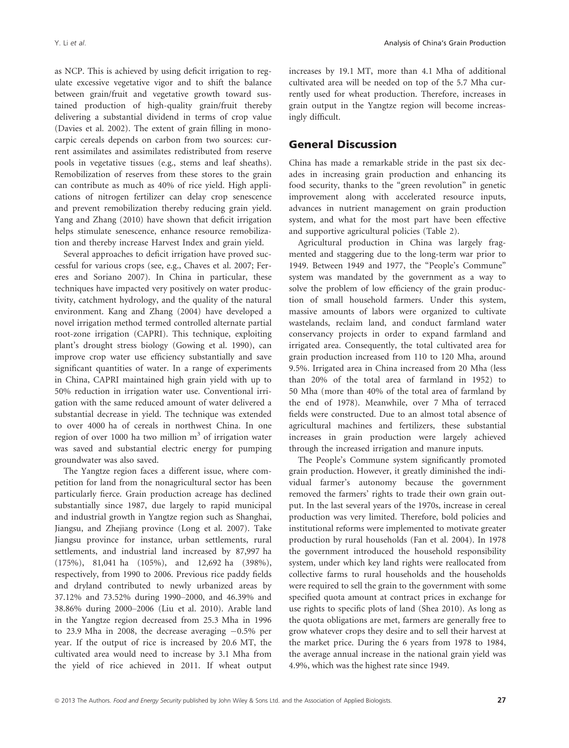as NCP. This is achieved by using deficit irrigation to regulate excessive vegetative vigor and to shift the balance between grain/fruit and vegetative growth toward sustained production of high-quality grain/fruit thereby delivering a substantial dividend in terms of crop value (Davies et al. 2002). The extent of grain filling in monocarpic cereals depends on carbon from two sources: current assimilates and assimilates redistributed from reserve pools in vegetative tissues (e.g., stems and leaf sheaths). Remobilization of reserves from these stores to the grain can contribute as much as 40% of rice yield. High applications of nitrogen fertilizer can delay crop senescence and prevent remobilization thereby reducing grain yield. Yang and Zhang (2010) have shown that deficit irrigation helps stimulate senescence, enhance resource remobilization and thereby increase Harvest Index and grain yield.

Several approaches to deficit irrigation have proved successful for various crops (see, e.g., Chaves et al. 2007; Fereres and Soriano 2007). In China in particular, these techniques have impacted very positively on water productivity, catchment hydrology, and the quality of the natural environment. Kang and Zhang (2004) have developed a novel irrigation method termed controlled alternate partial root-zone irrigation (CAPRI). This technique, exploiting plant's drought stress biology (Gowing et al. 1990), can improve crop water use efficiency substantially and save significant quantities of water. In a range of experiments in China, CAPRI maintained high grain yield with up to 50% reduction in irrigation water use. Conventional irrigation with the same reduced amount of water delivered a substantial decrease in yield. The technique was extended to over 4000 ha of cereals in northwest China. In one region of over 1000 ha two million $m^3$ of irrigation water was saved and substantial electric energy for pumping groundwater was also saved.

The Yangtze region faces a different issue, where competition for land from the nonagricultural sector has been particularly fierce. Grain production acreage has declined substantially since 1987, due largely to rapid municipal and industrial growth in Yangtze region such as Shanghai, Jiangsu, and Zhejiang province (Long et al. 2007). Take Jiangsu province for instance, urban settlements, rural settlements, and industrial land increased by 87,997 ha (175%), 81,041 ha (105%), and 12,692 ha (398%), respectively, from 1990 to 2006. Previous rice paddy fields and dryland contributed to newly urbanized areas by 37.12% and 73.52% during 1990–2000, and 46.39% and 38.86% during 2000–2006 (Liu et al. 2010). Arable land in the Yangtze region decreased from 25.3 Mha in 1996 to 23.9 Mha in 2008, the decrease averaging −0.5% per year. If the output of rice is increased by 20.6 MT, the cultivated area would need to increase by 3.1 Mha from the yield of rice achieved in 2011. If wheat output increases by 19.1 MT, more than 4.1 Mha of additional cultivated area will be needed on top of the 5.7 Mha currently used for wheat production. Therefore, increases in grain output in the Yangtze region will become increasingly difficult.

## General Discussion

China has made a remarkable stride in the past six decades in increasing grain production and enhancing its food security, thanks to the "green revolution" in genetic improvement along with accelerated resource inputs, advances in nutrient management on grain production system, and what for the most part have been effective and supportive agricultural policies (Table 2).

Agricultural production in China was largely fragmented and staggering due to the long-term war prior to 1949. Between 1949 and 1977, the "People's Commune" system was mandated by the government as a way to solve the problem of low efficiency of the grain production of small household farmers. Under this system, massive amounts of labors were organized to cultivate wastelands, reclaim land, and conduct farmland water conservancy projects in order to expand farmland and irrigated area. Consequently, the total cultivated area for grain production increased from 110 to 120 Mha, around 9.5%. Irrigated area in China increased from 20 Mha (less than 20% of the total area of farmland in 1952) to 50 Mha (more than 40% of the total area of farmland by the end of 1978). Meanwhile, over 7 Mha of terraced fields were constructed. Due to an almost total absence of agricultural machines and fertilizers, these substantial increases in grain production were largely achieved through the increased irrigation and manure inputs.

The People's Commune system significantly promoted grain production. However, it greatly diminished the individual farmer's autonomy because the government removed the farmers' rights to trade their own grain output. In the last several years of the 1970s, increase in cereal production was very limited. Therefore, bold policies and institutional reforms were implemented to motivate greater production by rural households (Fan et al. 2004). In 1978 the government introduced the household responsibility system, under which key land rights were reallocated from collective farms to rural households and the households were required to sell the grain to the government with some specified quota amount at contract prices in exchange for use rights to specific plots of land (Shea 2010). As long as the quota obligations are met, farmers are generally free to grow whatever crops they desire and to sell their harvest at the market price. During the 6 years from 1978 to 1984, the average annual increase in the national grain yield was 4.9%, which was the highest rate since 1949.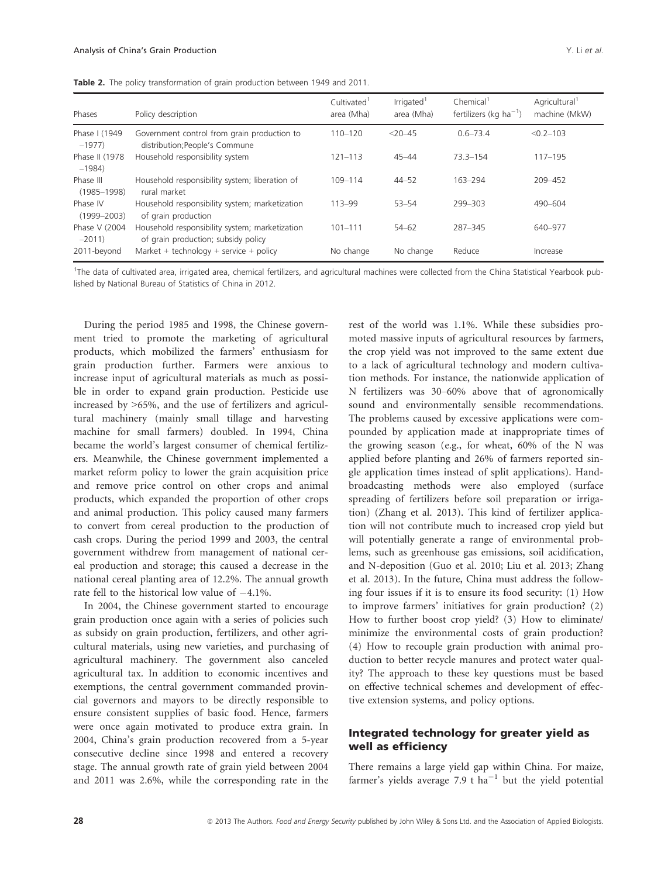**Table 2.** The policy transformation of grain production between 1949 and 2011.

| Phases | Policy description | Cultivated[1] area (Mha) | Irrigated[1] area (Mha) | Chemical[1] fertilizers (kg $ha^{-1}$) | Agricultural[1] machine (MkW) |
|---|---|---|---|---|---|
| Phase I (1949 –1977) | Government control from grain production to distribution;People's Commune | 110–120 | <20–45 | 0.6–73.4 | <0.2–103 |
| Phase II (1978 –1984) | Household responsibility system | 121–113 | 45–44 | 73.3–154 | 117–195 |
| Phase III (1985–1998) | Household responsibility system; liberation of rural market | 109–114 | 44–52 | 163–294 | 209–452 |
| Phase IV (1999–2003) | Household responsibility system; marketization of grain production | 113–99 | 53–54 | 299–303 | 490–604 |
| Phase V (2004 –2011) | Household responsibility system; marketization of grain production; subsidy policy | 101–111 | 54–62 | 287–345 | 640–977 |
| 2011-beyond | Market + technology + service + policy | No change | No change | Reduce | Increase |

[1]The data of cultivated area, irrigated area, chemical fertilizers, and agricultural machines were collected from the China Statistical Yearbook published by National Bureau of Statistics of China in 2012.

During the period 1985 and 1998, the Chinese government tried to promote the marketing of agricultural products, which mobilized the farmers' enthusiasm for grain production further. Farmers were anxious to increase input of agricultural materials as much as possible in order to expand grain production. Pesticide use increased by >65%, and the use of fertilizers and agricultural machinery (mainly small tillage and harvesting machine for small farmers) doubled. In 1994, China became the world's largest consumer of chemical fertilizers. Meanwhile, the Chinese government implemented a market reform policy to lower the grain acquisition price and remove price control on other crops and animal products, which expanded the proportion of other crops and animal production. This policy caused many farmers to convert from cereal production to the production of cash crops. During the period 1999 and 2003, the central government withdrew from management of national cereal production and storage; this caused a decrease in the national cereal planting area of 12.2%. The annual growth rate fell to the historical low value of −4.1%.

In 2004, the Chinese government started to encourage grain production once again with a series of policies such as subsidy on grain production, fertilizers, and other agricultural materials, using new varieties, and purchasing of agricultural machinery. The government also canceled agricultural tax. In addition to economic incentives and exemptions, the central government commanded provincial governors and mayors to be directly responsible to ensure consistent supplies of basic food. Hence, farmers were once again motivated to produce extra grain. In 2004, China's grain production recovered from a 5-year consecutive decline since 1998 and entered a recovery stage. The annual growth rate of grain yield between 2004 and 2011 was 2.6%, while the corresponding rate in the rest of the world was 1.1%. While these subsidies promoted massive inputs of agricultural resources by farmers, the crop yield was not improved to the same extent due to a lack of agricultural technology and modern cultivation methods. For instance, the nationwide application of N fertilizers was 30–60% above that of agronomically sound and environmentally sensible recommendations. The problems caused by excessive applications were compounded by application made at inappropriate times of the growing season (e.g., for wheat, 60% of the N was applied before planting and 26% of farmers reported single application times instead of split applications). Hand-broadcasting methods were also employed (surface spreading of fertilizers before soil preparation or irrigation) (Zhang et al. 2013). This kind of fertilizer application will not contribute much to increased crop yield but will potentially generate a range of environmental problems, such as greenhouse gas emissions, soil acidification, and N-deposition (Guo et al. 2010; Liu et al. 2013; Zhang et al. 2013). In the future, China must address the following four issues if it is to ensure its food security: (1) How to improve farmers' initiatives for grain production? (2) How to further boost crop yield? (3) How to eliminate/minimize the environmental costs of grain production? (4) How to recouple grain production with animal production to better recycle manures and protect water quality? The approach to these key questions must be based on effective technical schemes and development of effective extension systems, and policy options.

## Integrated technology for greater yield as well as efficiency

There remains a large yield gap within China. For maize, farmer's yields average 7.9 t $ha^{-1}$ but the yield potential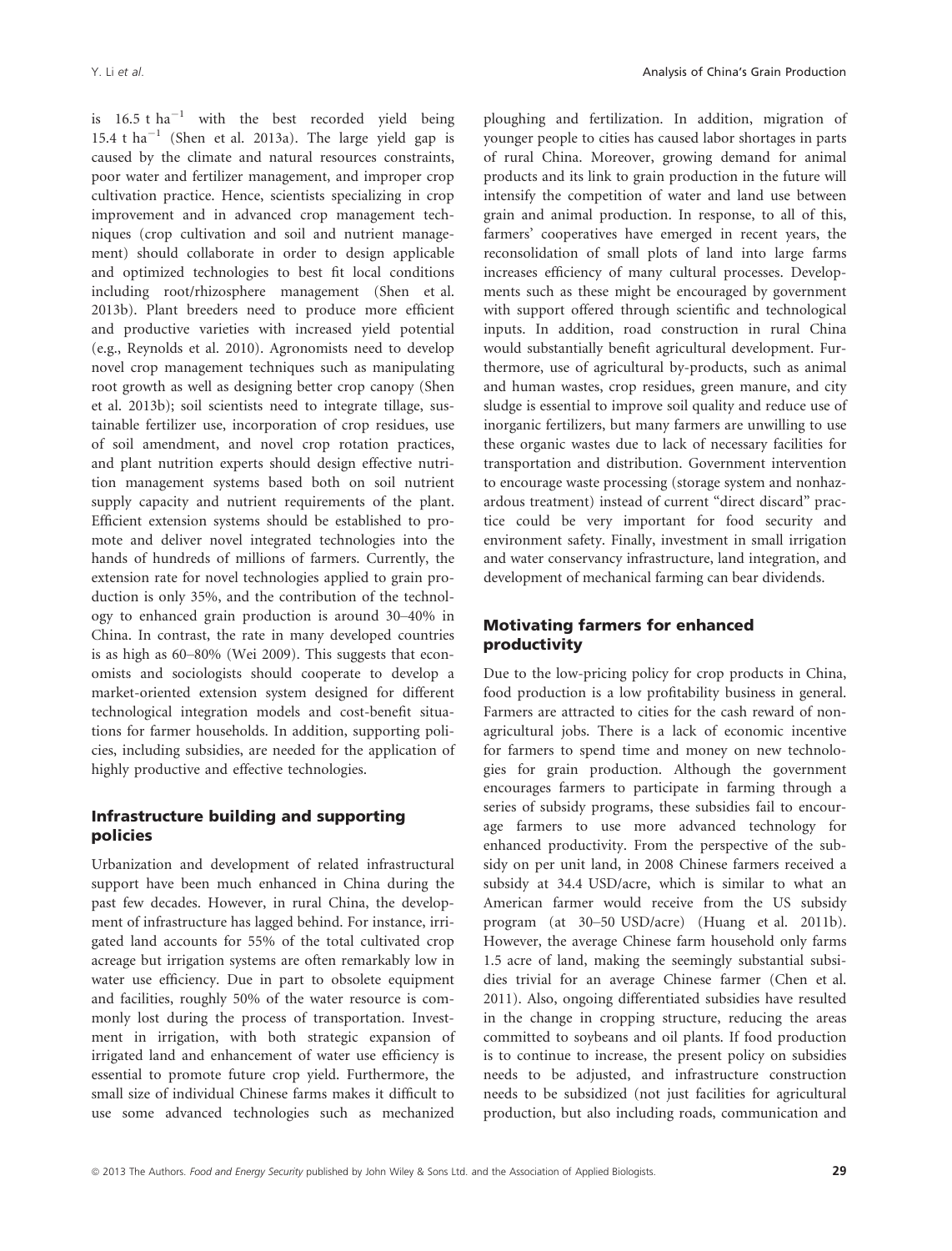is 16.5 t $ha^{-1}$ with the best recorded yield being 15.4 t $ha^{-1}$ (Shen et al. 2013a). The large yield gap is caused by the climate and natural resources constraints, poor water and fertilizer management, and improper crop cultivation practice. Hence, scientists specializing in crop improvement and in advanced crop management techniques (crop cultivation and soil and nutrient management) should collaborate in order to design applicable and optimized technologies to best fit local conditions including root/rhizosphere management (Shen et al. 2013b). Plant breeders need to produce more efficient and productive varieties with increased yield potential (e.g., Reynolds et al. 2010). Agronomists need to develop novel crop management techniques such as manipulating root growth as well as designing better crop canopy (Shen et al. 2013b); soil scientists need to integrate tillage, sustainable fertilizer use, incorporation of crop residues, use of soil amendment, and novel crop rotation practices, and plant nutrition experts should design effective nutrition management systems based both on soil nutrient supply capacity and nutrient requirements of the plant. Efficient extension systems should be established to promote and deliver novel integrated technologies into the hands of hundreds of millions of farmers. Currently, the extension rate for novel technologies applied to grain production is only 35%, and the contribution of the technology to enhanced grain production is around 30–40% in China. In contrast, the rate in many developed countries is as high as 60–80% (Wei 2009). This suggests that economists and sociologists should cooperate to develop a market-oriented extension system designed for different technological integration models and cost-benefit situations for farmer households. In addition, supporting policies, including subsidies, are needed for the application of highly productive and effective technologies.

## Infrastructure building and supporting policies

Urbanization and development of related infrastructural support have been much enhanced in China during the past few decades. However, in rural China, the development of infrastructure has lagged behind. For instance, irrigated land accounts for 55% of the total cultivated crop acreage but irrigation systems are often remarkably low in water use efficiency. Due in part to obsolete equipment and facilities, roughly 50% of the water resource is commonly lost during the process of transportation. Investment in irrigation, with both strategic expansion of irrigated land and enhancement of water use efficiency is essential to promote future crop yield. Furthermore, the small size of individual Chinese farms makes it difficult to use some advanced technologies such as mechanized ploughing and fertilization. In addition, migration of younger people to cities has caused labor shortages in parts of rural China. Moreover, growing demand for animal products and its link to grain production in the future will intensify the competition of water and land use between grain and animal production. In response, to all of this, farmers' cooperatives have emerged in recent years, the reconsolidation of small plots of land into large farms increases efficiency of many cultural processes. Developments such as these might be encouraged by government with support offered through scientific and technological inputs. In addition, road construction in rural China would substantially benefit agricultural development. Furthermore, use of agricultural by-products, such as animal and human wastes, crop residues, green manure, and city sludge is essential to improve soil quality and reduce use of inorganic fertilizers, but many farmers are unwilling to use these organic wastes due to lack of necessary facilities for transportation and distribution. Government intervention to encourage waste processing (storage system and nonhazardous treatment) instead of current "direct discard" practice could be very important for food security and environment safety. Finally, investment in small irrigation and water conservancy infrastructure, land integration, and development of mechanical farming can bear dividends.

## Motivating farmers for enhanced productivity

Due to the low-pricing policy for crop products in China, food production is a low profitability business in general. Farmers are attracted to cities for the cash reward of nonagricultural jobs. There is a lack of economic incentive for farmers to spend time and money on new technologies for grain production. Although the government encourages farmers to participate in farming through a series of subsidy programs, these subsidies fail to encourage farmers to use more advanced technology for enhanced productivity. From the perspective of the subsidy on per unit land, in 2008 Chinese farmers received a subsidy at 34.4 USD/acre, which is similar to what an American farmer would receive from the US subsidy program (at 30–50 USD/acre) (Huang et al. 2011b). However, the average Chinese farm household only farms 1.5 acre of land, making the seemingly substantial subsidies trivial for an average Chinese farmer (Chen et al. 2011). Also, ongoing differentiated subsidies have resulted in the change in cropping structure, reducing the areas committed to soybeans and oil plants. If food production is to continue to increase, the present policy on subsidies needs to be adjusted, and infrastructure construction needs to be subsidized (not just facilities for agricultural production, but also including roads, communication and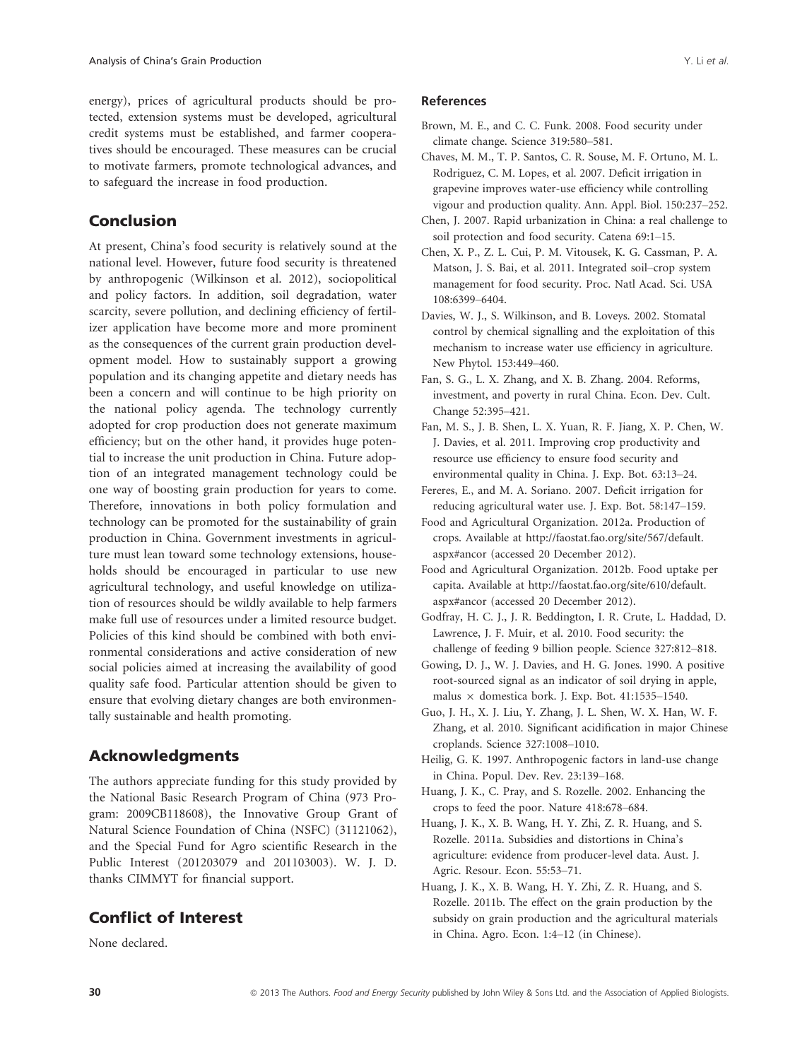energy), prices of agricultural products should be protected, extension systems must be developed, agricultural credit systems must be established, and farmer cooperatives should be encouraged. These measures can be crucial to motivate farmers, promote technological advances, and to safeguard the increase in food production.

## Conclusion

At present, China's food security is relatively sound at the national level. However, future food security is threatened by anthropogenic (Wilkinson et al. 2012), sociopolitical and policy factors. In addition, soil degradation, water scarcity, severe pollution, and declining efficiency of fertilizer application have become more and more prominent as the consequences of the current grain production development model. How to sustainably support a growing population and its changing appetite and dietary needs has been a concern and will continue to be high priority on the national policy agenda. The technology currently adopted for crop production does not generate maximum efficiency; but on the other hand, it provides huge potential to increase the unit production in China. Future adoption of an integrated management technology could be one way of boosting grain production for years to come. Therefore, innovations in both policy formulation and technology can be promoted for the sustainability of grain production in China. Government investments in agriculture must lean toward some technology extensions, households should be encouraged in particular to use new agricultural technology, and useful knowledge on utilization of resources should be wildly available to help farmers make full use of resources under a limited resource budget. Policies of this kind should be combined with both environmental considerations and active consideration of new social policies aimed at increasing the availability of good quality safe food. Particular attention should be given to ensure that evolving dietary changes are both environmentally sustainable and health promoting.

## Acknowledgments

The authors appreciate funding for this study provided by the National Basic Research Program of China (973 Program: 2009CB118608), the Innovative Group Grant of Natural Science Foundation of China (NSFC) (31121062), and the Special Fund for Agro scientific Research in the Public Interest (201203079 and 201103003). W. J. D. thanks CIMMYT for financial support.

## Conflict of Interest

None declared.

### References

Brown, M. E., and C. C. Funk. 2008. Food security under climate change. Science 319:580–581.

Chaves, M. M., T. P. Santos, C. R. Souse, M. F. Ortuno, M. L. Rodriguez, C. M. Lopes, et al. 2007. Deficit irrigation in grapevine improves water-use efficiency while controlling vigour and production quality. Ann. Appl. Biol. 150:237–252.

Chen, J. 2007. Rapid urbanization in China: a real challenge to soil protection and food security. Catena 69:1–15.

Chen, X. P., Z. L. Cui, P. M. Vitousek, K. G. Cassman, P. A. Matson, J. S. Bai, et al. 2011. Integrated soil–crop system management for food security. Proc. Natl Acad. Sci. USA 108:6399–6404.

Davies, W. J., S. Wilkinson, and B. Loveys. 2002. Stomatal control by chemical signalling and the exploitation of this mechanism to increase water use efficiency in agriculture. New Phytol. 153:449–460.

Fan, S. G., L. X. Zhang, and X. B. Zhang. 2004. Reforms, investment, and poverty in rural China. Econ. Dev. Cult. Change 52:395–421.

Fan, M. S., J. B. Shen, L. X. Yuan, R. F. Jiang, X. P. Chen, W. J. Davies, et al. 2011. Improving crop productivity and resource use efficiency to ensure food security and environmental quality in China. J. Exp. Bot. 63:13–24.

Fereres, E., and M. A. Soriano. 2007. Deficit irrigation for reducing agricultural water use. J. Exp. Bot. 58:147–159.

Food and Agricultural Organization. 2012a. Production of crops. Available at http://faostat.fao.org/site/567/default.aspx#ancor (accessed 20 December 2012).

Food and Agricultural Organization. 2012b. Food uptake per capita. Available at http://faostat.fao.org/site/610/default.aspx#ancor (accessed 20 December 2012).

Godfray, H. C. J., J. R. Beddington, I. R. Crute, L. Haddad, D. Lawrence, J. F. Muir, et al. 2010. Food security: the challenge of feeding 9 billion people. Science 327:812–818.

Gowing, D. J., W. J. Davies, and H. G. Jones. 1990. A positive root-sourced signal as an indicator of soil drying in apple, malus × domestica bork. J. Exp. Bot. 41:1535–1540.

Guo, J. H., X. J. Liu, Y. Zhang, J. L. Shen, W. X. Han, W. F. Zhang, et al. 2010. Significant acidification in major Chinese croplands. Science 327:1008–1010.

Heilig, G. K. 1997. Anthropogenic factors in land-use change in China. Popul. Dev. Rev. 23:139–168.

Huang, J. K., C. Pray, and S. Rozelle. 2002. Enhancing the crops to feed the poor. Nature 418:678–684.

Huang, J. K., X. B. Wang, H. Y. Zhi, Z. R. Huang, and S. Rozelle. 2011a. Subsidies and distortions in China's agriculture: evidence from producer-level data. Aust. J. Agric. Resour. Econ. 55:53–71.

Huang, J. K., X. B. Wang, H. Y. Zhi, Z. R. Huang, and S. Rozelle. 2011b. The effect on the grain production by the subsidy on grain production and the agricultural materials in China. Agro. Econ. 1:4–12 (in Chinese).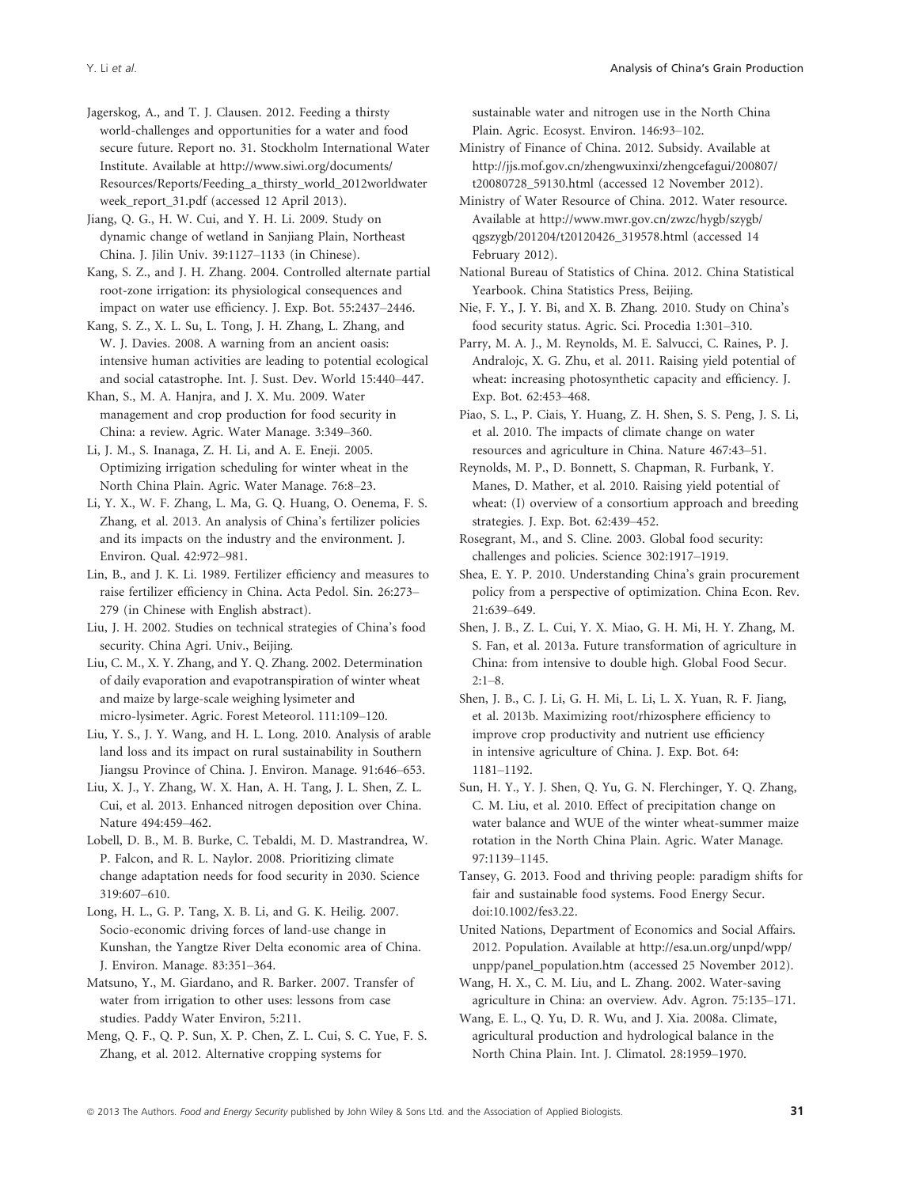Jagerskog, A., and T. J. Clausen. 2012. Feeding a thirsty world-challenges and opportunities for a water and food secure future. Report no. 31. Stockholm International Water Institute. Available at http://www.siwi.org/documents/Resources/Reports/Feeding_a_thirsty_world_2012worldwater week_report_31.pdf (accessed 12 April 2013).

Jiang, Q. G., H. W. Cui, and Y. H. Li. 2009. Study on dynamic change of wetland in Sanjiang Plain, Northeast China. J. Jilin Univ. 39:1127–1133 (in Chinese).

Kang, S. Z., and J. H. Zhang. 2004. Controlled alternate partial root-zone irrigation: its physiological consequences and impact on water use efficiency. J. Exp. Bot. 55:2437–2446.

Kang, S. Z., X. L. Su, L. Tong, J. H. Zhang, L. Zhang, and W. J. Davies. 2008. A warning from an ancient oasis: intensive human activities are leading to potential ecological and social catastrophe. Int. J. Sust. Dev. World 15:440–447.

Khan, S., M. A. Hanjra, and J. X. Mu. 2009. Water management and crop production for food security in China: a review. Agric. Water Manage. 3:349–360.

Li, J. M., S. Inanaga, Z. H. Li, and A. E. Eneji. 2005. Optimizing irrigation scheduling for winter wheat in the North China Plain. Agric. Water Manage. 76:8–23.

Li, Y. X., W. F. Zhang, L. Ma, G. Q. Huang, O. Oenema, F. S. Zhang, et al. 2013. An analysis of China's fertilizer policies and its impacts on the industry and the environment. J. Environ. Qual. 42:972–981.

Lin, B., and J. K. Li. 1989. Fertilizer efficiency and measures to raise fertilizer efficiency in China. Acta Pedol. Sin. 26:273–279 (in Chinese with English abstract).

Liu, J. H. 2002. Studies on technical strategies of China's food security. China Agri. Univ., Beijing.

Liu, C. M., X. Y. Zhang, and Y. Q. Zhang. 2002. Determination of daily evaporation and evapotranspiration of winter wheat and maize by large-scale weighing lysimeter and micro-lysimeter. Agric. Forest Meteorol. 111:109–120.

Liu, Y. S., J. Y. Wang, and H. L. Long. 2010. Analysis of arable land loss and its impact on rural sustainability in Southern Jiangsu Province of China. J. Environ. Manage. 91:646–653.

Liu, X. J., Y. Zhang, W. X. Han, A. H. Tang, J. L. Shen, Z. L. Cui, et al. 2013. Enhanced nitrogen deposition over China. Nature 494:459–462.

Lobell, D. B., M. B. Burke, C. Tebaldi, M. D. Mastrandrea, W. P. Falcon, and R. L. Naylor. 2008. Prioritizing climate change adaptation needs for food security in 2030. Science 319:607–610.

Long, H. L., G. P. Tang, X. B. Li, and G. K. Heilig. 2007. Socio-economic driving forces of land-use change in Kunshan, the Yangtze River Delta economic area of China. J. Environ. Manage. 83:351–364.

Matsuno, Y., M. Giardano, and R. Barker. 2007. Transfer of water from irrigation to other uses: lessons from case studies. Paddy Water Environ, 5:211.

Meng, Q. F., Q. P. Sun, X. P. Chen, Z. L. Cui, S. C. Yue, F. S. Zhang, et al. 2012. Alternative cropping systems for sustainable water and nitrogen use in the North China Plain. Agric. Ecosyst. Environ. 146:93–102.

Ministry of Finance of China. 2012. Subsidy. Available at http://jjs.mof.gov.cn/zhengwuxinxi/zhengcefagui/200807/t20080728_59130.html (accessed 12 November 2012).

Ministry of Water Resource of China. 2012. Water resource. Available at http://www.mwr.gov.cn/zwzc/hygb/szygb/qgszygb/201204/t20120426_319578.html (accessed 14 February 2012).

National Bureau of Statistics of China. 2012. China Statistical Yearbook. China Statistics Press, Beijing.

Nie, F. Y., J. Y. Bi, and X. B. Zhang. 2010. Study on China's food security status. Agric. Sci. Procedia 1:301–310.

Parry, M. A. J., M. Reynolds, M. E. Salvucci, C. Raines, P. J. Andralojc, X. G. Zhu, et al. 2011. Raising yield potential of wheat: increasing photosynthetic capacity and efficiency. J. Exp. Bot. 62:453–468.

Piao, S. L., P. Ciais, Y. Huang, Z. H. Shen, S. S. Peng, J. S. Li, et al. 2010. The impacts of climate change on water resources and agriculture in China. Nature 467:43–51.

Reynolds, M. P., D. Bonnett, S. Chapman, R. Furbank, Y. Manes, D. Mather, et al. 2010. Raising yield potential of wheat: (I) overview of a consortium approach and breeding strategies. J. Exp. Bot. 62:439–452.

Rosegrant, M., and S. Cline. 2003. Global food security: challenges and policies. Science 302:1917–1919.

Shea, E. Y. P. 2010. Understanding China's grain procurement policy from a perspective of optimization. China Econ. Rev. 21:639–649.

Shen, J. B., Z. L. Cui, Y. X. Miao, G. H. Mi, H. Y. Zhang, M. S. Fan, et al. 2013a. Future transformation of agriculture in China: from intensive to double high. Global Food Secur. 2:1–8.

Shen, J. B., C. J. Li, G. H. Mi, L. Li, L. X. Yuan, R. F. Jiang, et al. 2013b. Maximizing root/rhizosphere efficiency to improve crop productivity and nutrient use efficiency in intensive agriculture of China. J. Exp. Bot. 64: 1181–1192.

Sun, H. Y., Y. J. Shen, Q. Yu, G. N. Flerchinger, Y. Q. Zhang, C. M. Liu, et al. 2010. Effect of precipitation change on water balance and WUE of the winter wheat-summer maize rotation in the North China Plain. Agric. Water Manage. 97:1139–1145.

Tansey, G. 2013. Food and thriving people: paradigm shifts for fair and sustainable food systems. Food Energy Secur. doi:10.1002/fes3.22.

United Nations, Department of Economics and Social Affairs. 2012. Population. Available at http://esa.un.org/unpd/wpp/unpp/panel_population.htm (accessed 25 November 2012).

Wang, H. X., C. M. Liu, and L. Zhang. 2002. Water-saving agriculture in China: an overview. Adv. Agron. 75:135–171.

Wang, E. L., Q. Yu, D. R. Wu, and J. Xia. 2008a. Climate, agricultural production and hydrological balance in the North China Plain. Int. J. Climatol. 28:1959–1970.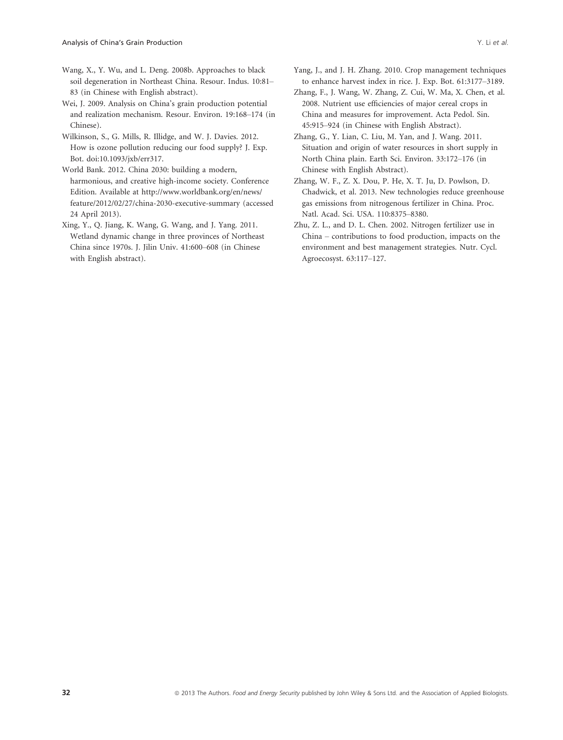Wang, X., Y. Wu, and L. Deng. 2008b. Approaches to black soil degeneration in Northeast China. Resour. Indus. 10:81–83 (in Chinese with English abstract).

Wei, J. 2009. Analysis on China's grain production potential and realization mechanism. Resour. Environ. 19:168–174 (in Chinese).

Wilkinson, S., G. Mills, R. Illidge, and W. J. Davies. 2012. How is ozone pollution reducing our food supply? J. Exp. Bot. doi:10.1093/jxb/err317.

World Bank. 2012. China 2030: building a modern, harmonious, and creative high-income society. Conference Edition. Available at http://www.worldbank.org/en/news/feature/2012/02/27/china-2030-executive-summary (accessed 24 April 2013).

Xing, Y., Q. Jiang, K. Wang, G. Wang, and J. Yang. 2011. Wetland dynamic change in three provinces of Northeast China since 1970s. J. Jilin Univ. 41:600–608 (in Chinese with English abstract).

Yang, J., and J. H. Zhang. 2010. Crop management techniques to enhance harvest index in rice. J. Exp. Bot. 61:3177–3189.

Zhang, F., J. Wang, W. Zhang, Z. Cui, W. Ma, X. Chen, et al. 2008. Nutrient use efficiencies of major cereal crops in China and measures for improvement. Acta Pedol. Sin. 45:915–924 (in Chinese with English Abstract).

Zhang, G., Y. Lian, C. Liu, M. Yan, and J. Wang. 2011. Situation and origin of water resources in short supply in North China plain. Earth Sci. Environ. 33:172–176 (in Chinese with English Abstract).

Zhang, W. F., Z. X. Dou, P. He, X. T. Ju, D. Powlson, D. Chadwick, et al. 2013. New technologies reduce greenhouse gas emissions from nitrogenous fertilizer in China. Proc. Natl. Acad. Sci. USA. 110:8375–8380.

Zhu, Z. L., and D. L. Chen. 2002. Nitrogen fertilizer use in China – contributions to food production, impacts on the environment and best management strategies. Nutr. Cycl. Agroecosyst. 63:117–127.